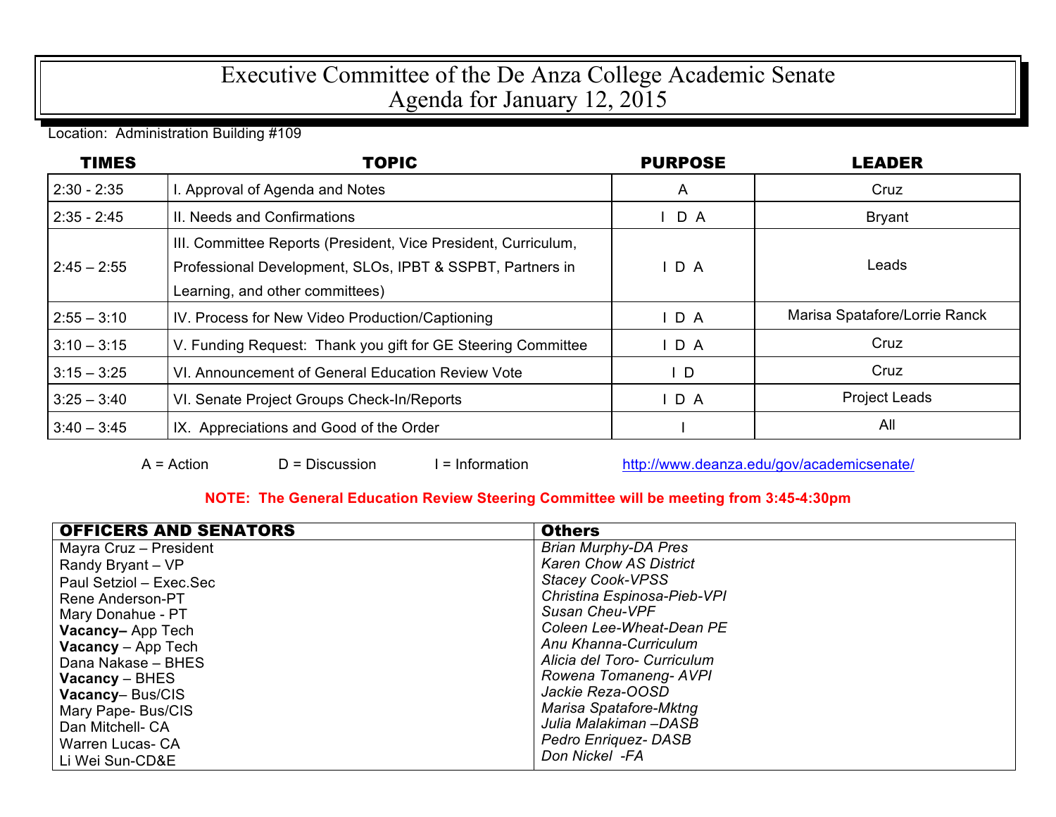# Executive Committee of the De Anza College Academic Senate
# Agenda for January 12, 2015

Location: Administration Building #109

| TIMES | TOPIC | PURPOSE | LEADER |
|---|---|---|---|
| 2:30 - 2:35 | I. Approval of Agenda and Notes | A | Cruz |
| 2:35 - 2:45 | II. Needs and Confirmations | I D A | Bryant |
| 2:45 – 2:55 | III. Committee Reports (President, Vice President, Curriculum, Professional Development, SLOs, IPBT & SSPBT, Partners in Learning, and other committees) | I D A | Leads |
| 2:55 – 3:10 | IV. Process for New Video Production/Captioning | I D A | Marisa Spatafore/Lorrie Ranck |
| 3:10 – 3:15 | V. Funding Request: Thank you gift for GE Steering Committee | I D A | Cruz |
| 3:15 – 3:25 | VI. Announcement of General Education Review Vote | I D | Cruz |
| 3:25 – 3:40 | VI. Senate Project Groups Check-In/Reports | I D A | Project Leads |
| 3:40 – 3:45 | IX. Appreciations and Good of the Order | I | All |

A = Action D = Discussion I = Information http://www.deanza.edu/gov/academicsenate/

**NOTE: The General Education Review Steering Committee will be meeting from 3:45-4:30pm**

| OFFICERS AND SENATORS | Others |
|---|---|
| Mayra Cruz – President | *Brian Murphy-DA Pres* |
| Randy Bryant – VP | *Karen Chow AS District* |
| Paul Setziol – Exec.Sec | *Stacey Cook-VPSS* |
| Rene Anderson-PT | *Christina Espinosa-Pieb-VPI* |
| Mary Donahue - PT | *Susan Cheu-VPF* |
| **Vacancy–** App Tech | *Coleen Lee-Wheat-Dean PE* |
| **Vacancy** – App Tech | *Anu Khanna-Curriculum* |
| Dana Nakase – BHES | *Alicia del Toro- Curriculum* |
| **Vacancy** – BHES | *Rowena Tomaneng- AVPI* |
| **Vacancy**– Bus/CIS | *Jackie Reza-OOSD* |
| Mary Pape- Bus/CIS | *Marisa Spatafore-Mktng* |
| Dan Mitchell- CA | *Julia Malakiman –DASB* |
| Warren Lucas- CA | *Pedro Enriquez- DASB* |
| Li Wei Sun-CD&E | *Don Nickel -FA* |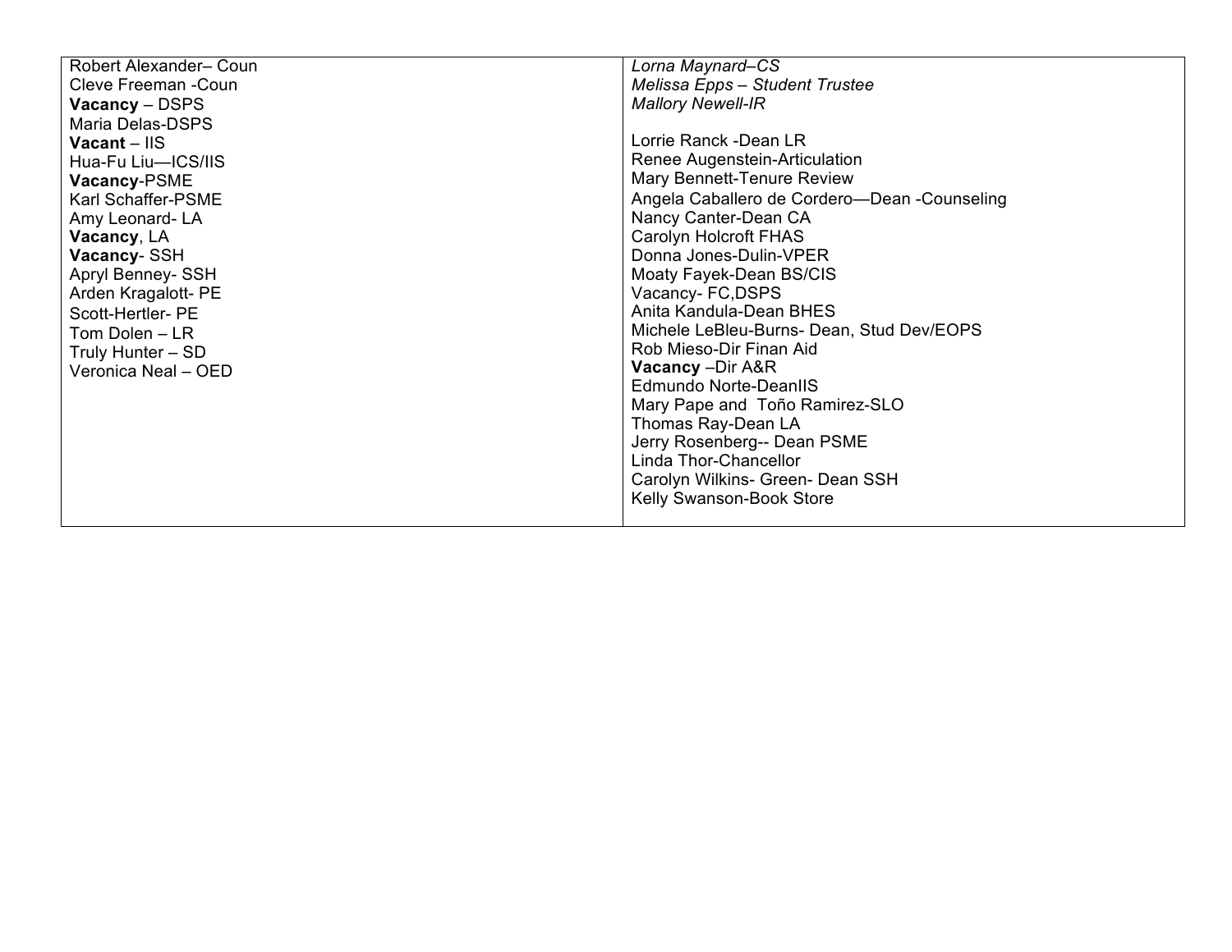| | |
|---|---|
| Robert Alexander– Coun<br>Cleve Freeman -Coun<br>**Vacancy** – DSPS<br>Maria Delas-DSPS<br>**Vacant** – IIS<br>Hua-Fu Liu—ICS/IIS<br>**Vacancy**-PSME<br>Karl Schaffer-PSME<br>Amy Leonard- LA<br>**Vacancy**, LA<br>**Vacancy**- SSH<br>Apryl Benney- SSH<br>Arden Kragalott- PE<br>Scott-Hertler- PE<br>Tom Dolen – LR<br>Truly Hunter – SD<br>Veronica Neal – OED | *Lorna Maynard–CS*<br>*Melissa Epps – Student Trustee*<br>*Mallory Newell-IR*<br><br>Lorrie Ranck -Dean LR<br>Renee Augenstein-Articulation<br>Mary Bennett-Tenure Review<br>Angela Caballero de Cordero—Dean -Counseling<br>Nancy Canter-Dean CA<br>Carolyn Holcroft FHAS<br>Donna Jones-Dulin-VPER<br>Moaty Fayek-Dean BS/CIS<br>Vacancy- FC,DSPS<br>Anita Kandula-Dean BHES<br>Michele LeBleu-Burns- Dean, Stud Dev/EOPS<br>Rob Mieso-Dir Finan Aid<br>**Vacancy** –Dir A&R<br>Edmundo Norte-DeanIIS<br>Mary Pape and Toño Ramirez-SLO<br>Thomas Ray-Dean LA<br>Jerry Rosenberg-- Dean PSME<br>Linda Thor-Chancellor<br>Carolyn Wilkins- Green- Dean SSH<br>Kelly Swanson-Book Store |